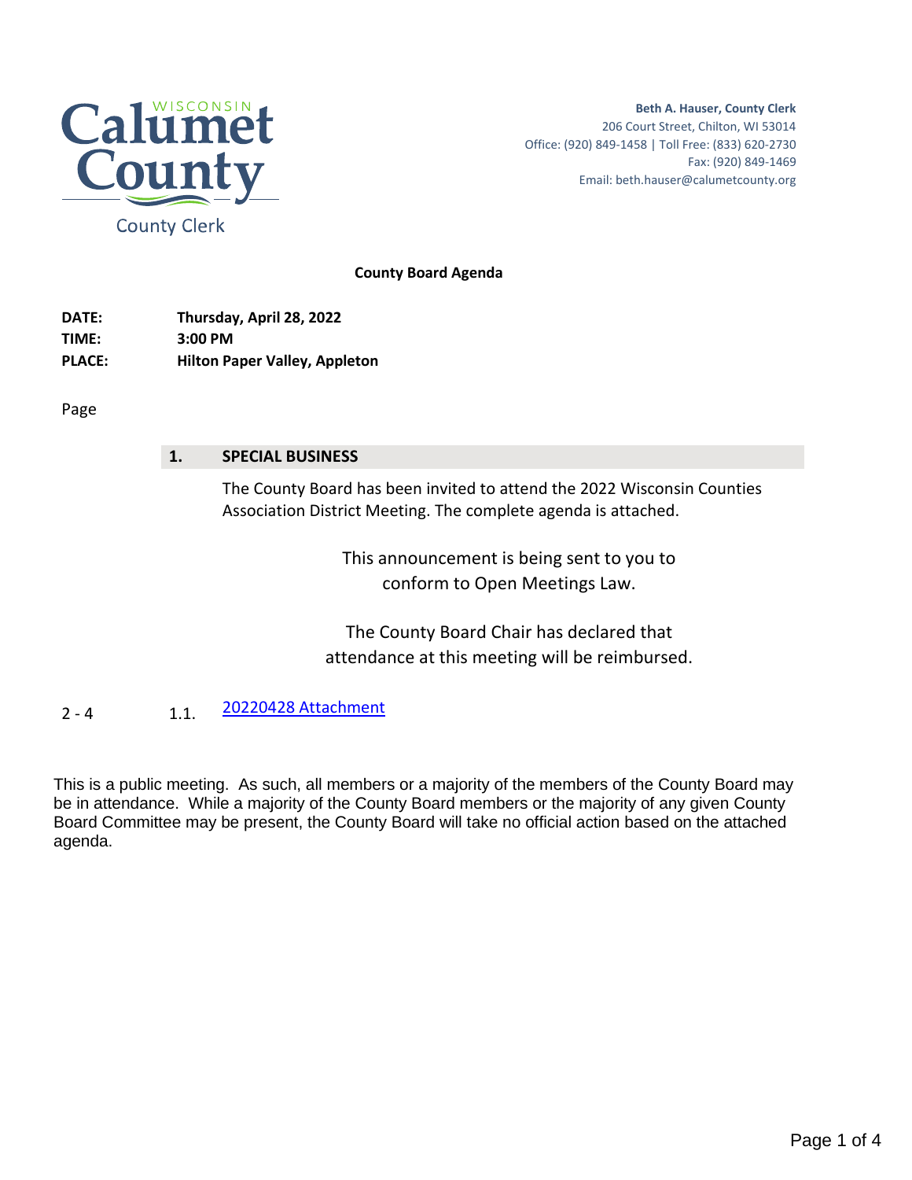Calumet County
WISCONSIN
County Clerk

**Beth A. Hauser, County Clerk**
206 Court Street, Chilton, WI 53014
Office: (920) 849-1458 | Toll Free: (833) 620-2730
Fax: (920) 849-1469
Email: beth.hauser@calumetcounty.org

## County Board Agenda

**DATE:** **Thursday, April 28, 2022**
**TIME:** **3:00 PM**
**PLACE:** **Hilton Paper Valley, Appleton**

Page

### 1. SPECIAL BUSINESS

The County Board has been invited to attend the 2022 Wisconsin Counties Association District Meeting. The complete agenda is attached.

This announcement is being sent to you to conform to Open Meetings Law.

The County Board Chair has declared that attendance at this meeting will be reimbursed.

2 - 4 1.1. 20220428 Attachment

This is a public meeting. As such, all members or a majority of the members of the County Board may be in attendance. While a majority of the County Board members or the majority of any given County Board Committee may be present, the County Board will take no official action based on the attached agenda.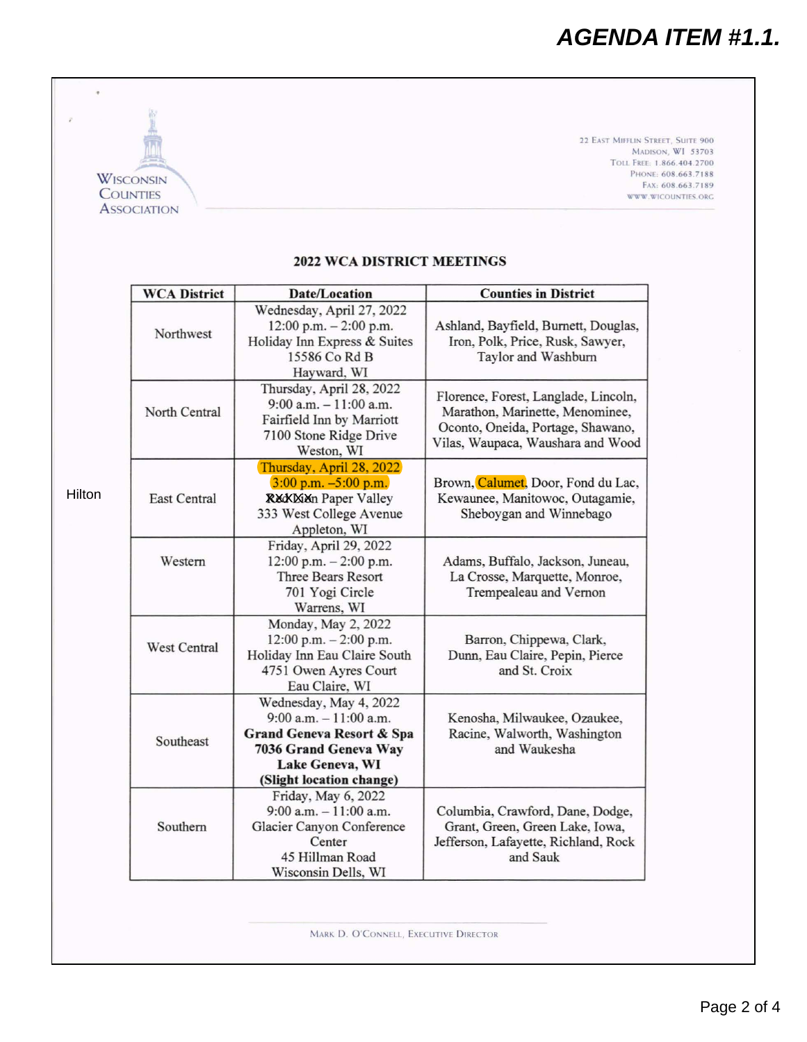# AGENDA ITEM #1.1.

WISCONSIN COUNTIES ASSOCIATION

22 East Mifflin Street, Suite 900
Madison, WI 53703
Toll Free: 1.866.404.2700
Phone: 608.663.7188
Fax: 608.663.7189
www.wicounties.org

## 2022 WCA DISTRICT MEETINGS

| WCA District | Date/Location | Counties in District |
|---|---|---|
| Northwest | Wednesday, April 27, 2022<br>12:00 p.m. – 2:00 p.m.<br>Holiday Inn Express & Suites<br>15586 Co Rd B<br>Hayward, WI | Ashland, Bayfield, Burnett, Douglas, Iron, Polk, Price, Rusk, Sawyer, Taylor and Washburn |
| North Central | Thursday, April 28, 2022<br>9:00 a.m. – 11:00 a.m.<br>Fairfield Inn by Marriott<br>7100 Stone Ridge Drive<br>Weston, WI | Florence, Forest, Langlade, Lincoln, Marathon, Marinette, Menominee, Oconto, Oneida, Portage, Shawano, Vilas, Waupaca, Waushara and Wood |
| East Central | Thursday, April 28, 2022<br>3:00 p.m. –5:00 p.m.<br>XXXXXn Paper Valley (Hilton)<br>333 West College Avenue<br>Appleton, WI | Brown, Calumet, Door, Fond du Lac, Kewaunee, Manitowoc, Outagamie, Sheboygan and Winnebago |
| Western | Friday, April 29, 2022<br>12:00 p.m. – 2:00 p.m.<br>Three Bears Resort<br>701 Yogi Circle<br>Warrens, WI | Adams, Buffalo, Jackson, Juneau, La Crosse, Marquette, Monroe, Trempealeau and Vernon |
| West Central | Monday, May 2, 2022<br>12:00 p.m. – 2:00 p.m.<br>Holiday Inn Eau Claire South<br>4751 Owen Ayres Court<br>Eau Claire, WI | Barron, Chippewa, Clark, Dunn, Eau Claire, Pepin, Pierce and St. Croix |
| Southeast | Wednesday, May 4, 2022<br>9:00 a.m. – 11:00 a.m.<br>**Grand Geneva Resort & Spa**<br>**7036 Grand Geneva Way**<br>**Lake Geneva, WI**<br>**(Slight location change)** | Kenosha, Milwaukee, Ozaukee, Racine, Walworth, Washington and Waukesha |
| Southern | Friday, May 6, 2022<br>9:00 a.m. – 11:00 a.m.<br>Glacier Canyon Conference Center<br>45 Hillman Road<br>Wisconsin Dells, WI | Columbia, Crawford, Dane, Dodge, Grant, Green, Green Lake, Iowa, Jefferson, Lafayette, Richland, Rock and Sauk |

Mark D. O'Connell, Executive Director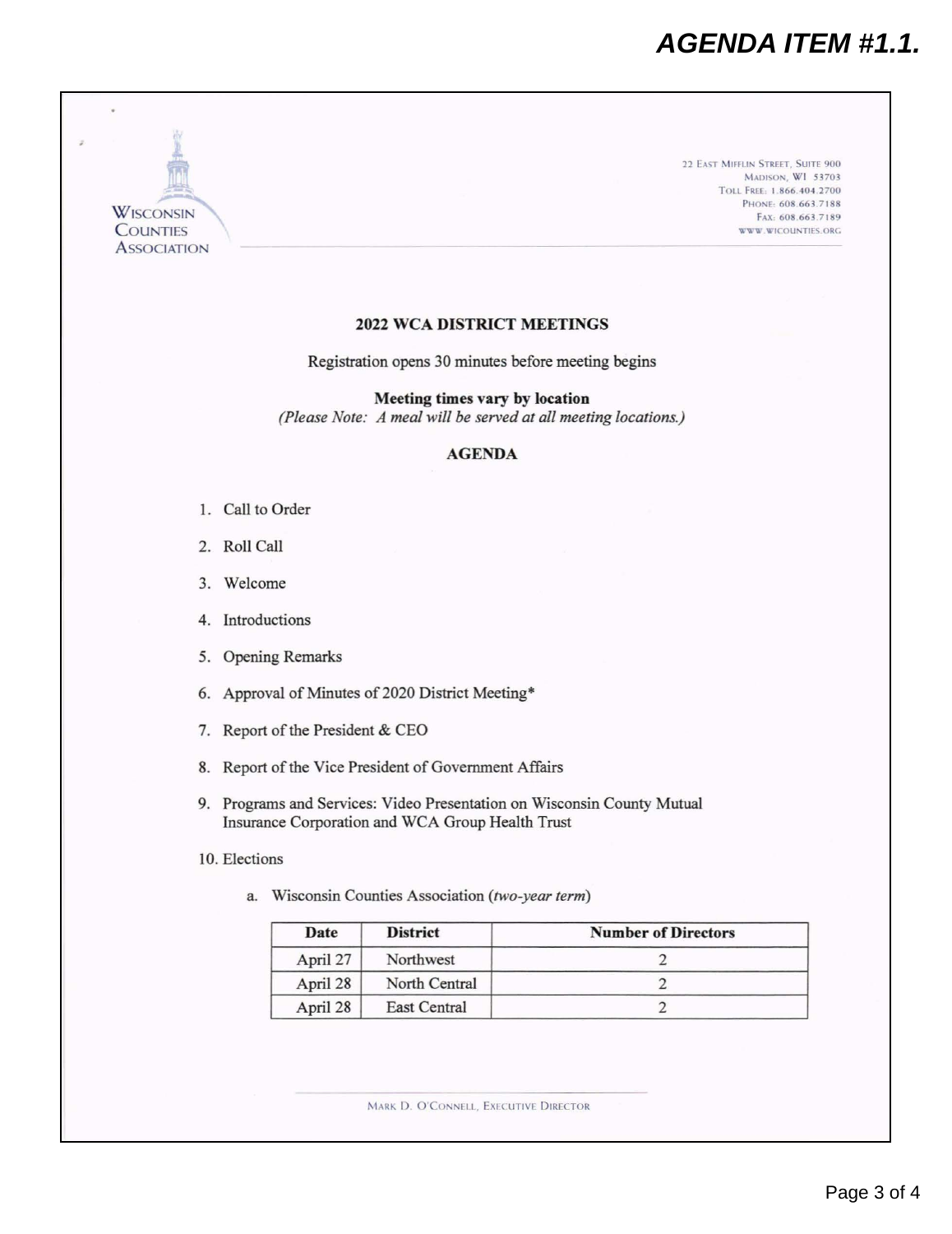WISCONSIN COUNTIES ASSOCIATION

22 EAST MIFFLIN STREET, SUITE 900
MADISON, WI 53703
TOLL FREE: 1.866.404.2700
PHONE: 608.663.7188
FAX: 608.663.7189
WWW.WICOUNTIES.ORG

## 2022 WCA DISTRICT MEETINGS

Registration opens 30 minutes before meeting begins

**Meeting times vary by location**
*(Please Note: A meal will be served at all meeting locations.)*

### AGENDA

1. Call to Order
2. Roll Call
3. Welcome
4. Introductions
5. Opening Remarks
6. Approval of Minutes of 2020 District Meeting*
7. Report of the President & CEO
8. Report of the Vice President of Government Affairs
9. Programs and Services: Video Presentation on Wisconsin County Mutual Insurance Corporation and WCA Group Health Trust
10. Elections
    a. Wisconsin Counties Association (*two-year term*)

| Date | District | Number of Directors |
|---|---|---|
| April 27 | Northwest | 2 |
| April 28 | North Central | 2 |
| April 28 | East Central | 2 |

MARK D. O'CONNELL, EXECUTIVE DIRECTOR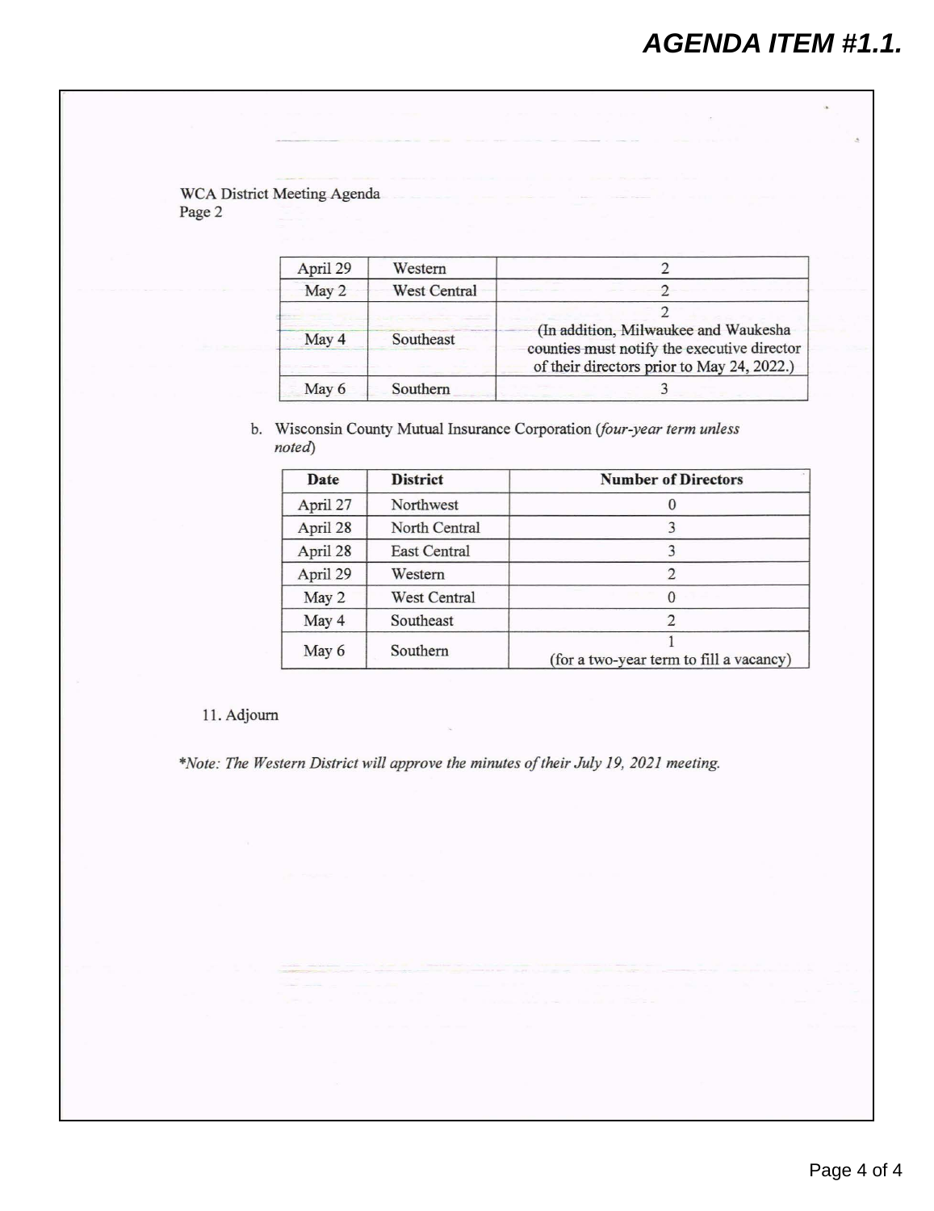WCA District Meeting Agenda
Page 2

| | | |
|---|---|---|
| April 29 | Western | 2 |
| May 2 | West Central | 2 |
| May 4 | Southeast | 2 (In addition, Milwaukee and Waukesha counties must notify the executive director of their directors prior to May 24, 2022.) |
| May 6 | Southern | 3 |

b. Wisconsin County Mutual Insurance Corporation (*four-year term unless noted*)

| Date | District | Number of Directors |
|---|---|---|
| April 27 | Northwest | 0 |
| April 28 | North Central | 3 |
| April 28 | East Central | 3 |
| April 29 | Western | 2 |
| May 2 | West Central | 0 |
| May 4 | Southeast | 2 |
| May 6 | Southern | 1 (for a two-year term to fill a vacancy) |

11. Adjourn

**Note: The Western District will approve the minutes of their July 19, 2021 meeting.*